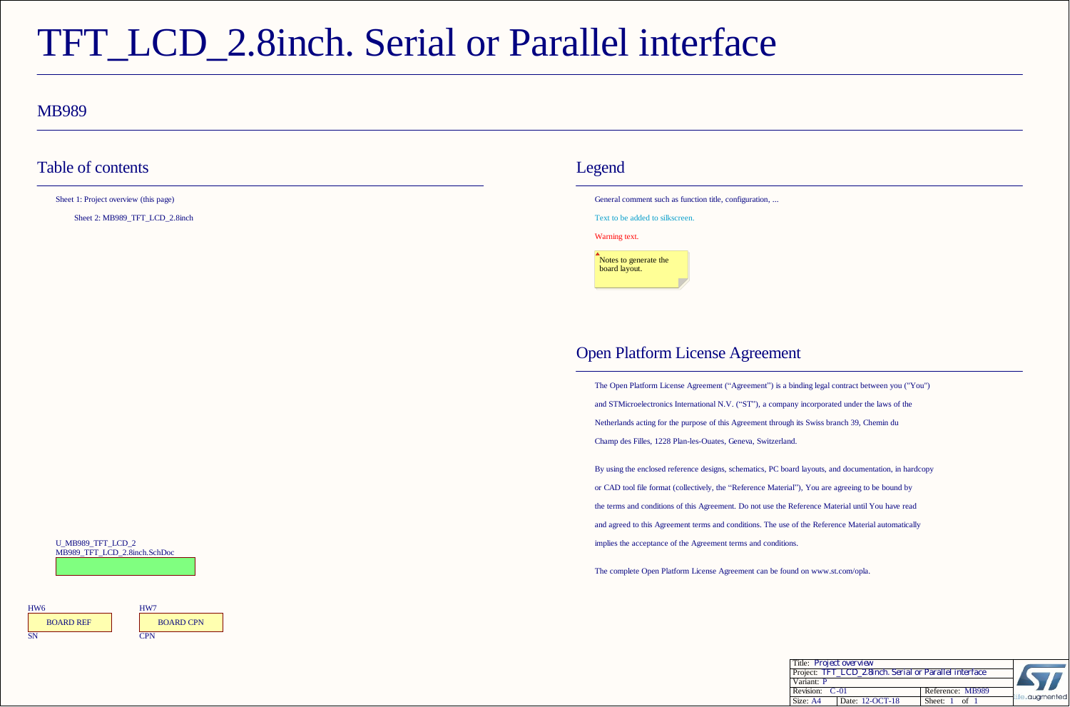# TFT_LCD_2.8inch. Serial or Parallel interface

## MB989

## Table of contents

Sheet 1: Project overview (this page)

Sheet 2: MB989_TFT_LCD_2.8inch

U_MB989_TFT_LCD_2
MB989_TFT_LCD_2.8inch.SchDoc

HW6
BOARD REF
SN

HW7
BOARD CPN
CPN

## Legend

General comment such as function title, configuration, ...

Text to be added to silkscreen.

Warning text.

Notes to generate the board layout.

## Open Platform License Agreement

The Open Platform License Agreement (“Agreement”) is a binding legal contract between you ("You") and STMicroelectronics International N.V. (“ST”), a company incorporated under the laws of the Netherlands acting for the purpose of this Agreement through its Swiss branch 39, Chemin du Champ des Filles, 1228 Plan-les-Ouates, Geneva, Switzerland.

By using the enclosed reference designs, schematics, PC board layouts, and documentation, in hardcopy or CAD tool file format (collectively, the “Reference Material”), You are agreeing to be bound by the terms and conditions of this Agreement. Do not use the Reference Material until You have read and agreed to this Agreement terms and conditions. The use of the Reference Material automatically implies the acceptance of the Agreement terms and conditions.

The complete Open Platform License Agreement can be found on www.st.com/opla.

| Title: Project overview | |
|---|---|
| Project: TFT_LCD_2.8inch. Serial or Parallel interface | |
| Variant: P | |
| Revision: C-01 | Reference: MB989 |
| Size: A4 / Date: 12-OCT-18 | Sheet: 1 of 1 |

life.augmented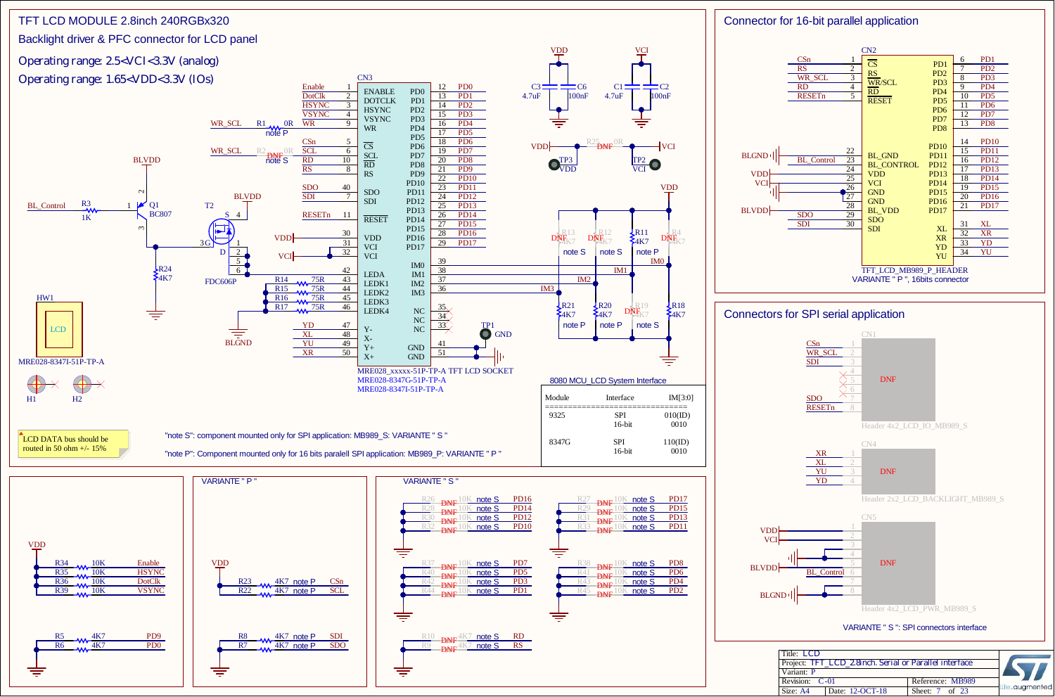# TFT LCD MODULE 2.8inch 240RGBx320

Backlight driver & PFC connector for LCD panel

Operating range: 2.5<VCI<3.3V (analog)

Operating range: 1.65<VDD<3.3V (IOs)

CN3

MRE028_xxxxx-51P-TP-A TFT LCD SOCKET
MRE028-8347G-51P-TP-A
MRE028-8347I-51P-TP-A

HW1 LCD MRE028-8347I-51P-TP-A

H1 H2

LCD DATA bus should be routed in 50 ohm +/- 15%

"note S": component mounted only for SPI application: MB989_S: VARIANTE " S "

"note P": Component mounted only for 16 bits paralell SPI application: MB989_P: VARIANTE " P "

8080 MCU_LCD System Interface

| Module | Interface | IM[3:0] |
|---|---|---|
| 9325 | SPI<br>16-bit | 010(ID)<br>0010 |
| 8347G | SPI<br>16-bit | 110(ID)<br>0010 |

## Connector for 16-bit parallel application

CN2

TFT_LCD_MB989_P_HEADER

VARIANTE " P ", 16bits connector

## Connectors for SPI serial application

CN1 — DNF — Header 4x2_LCD_IO_MB989_S

CN4 — DNF — Header 2x2_LCD_BACKLIGHT_MB989_S

CN5 — DNF — Header 4x2_LCD_PWR_MB989_S

VARIANTE " S ": SPI connectors interface

VARIANTE " P "

VARIANTE " S "

| | | | |
|---|---|---|---|
| Title: LCD | | | |
| Project: TFT_LCD_2.8inch. Serial or Parallel interface | | | |
| Variant: P | | | |
| Revision: C-01 | | Reference: MB989 | |
| Size: A4 | Date: 12-OCT-18 | Sheet: 7 of 23 | |